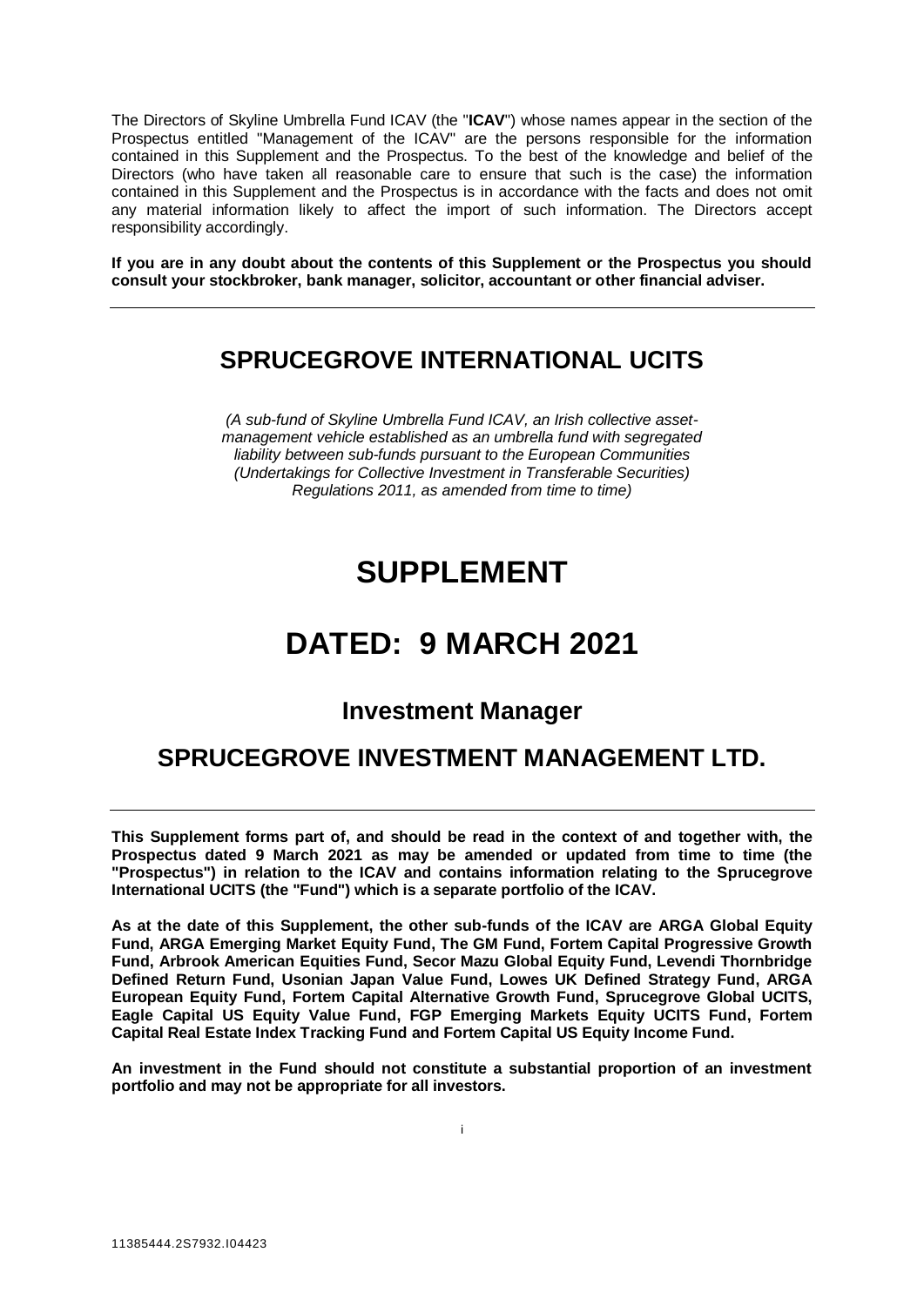The Directors of Skyline Umbrella Fund ICAV (the "**ICAV**") whose names appear in the section of the Prospectus entitled "Management of the ICAV" are the persons responsible for the information contained in this Supplement and the Prospectus. To the best of the knowledge and belief of the Directors (who have taken all reasonable care to ensure that such is the case) the information contained in this Supplement and the Prospectus is in accordance with the facts and does not omit any material information likely to affect the import of such information. The Directors accept responsibility accordingly.

**If you are in any doubt about the contents of this Supplement or the Prospectus you should consult your stockbroker, bank manager, solicitor, accountant or other financial adviser.**

---

## SPRUCEGROVE INTERNATIONAL UCITS

*(A sub-fund of Skyline Umbrella Fund ICAV, an Irish collective asset-management vehicle established as an umbrella fund with segregated liability between sub-funds pursuant to the European Communities (Undertakings for Collective Investment in Transferable Securities) Regulations 2011, as amended from time to time)*

# SUPPLEMENT

# DATED: 9 MARCH 2021

### Investment Manager

## SPRUCEGROVE INVESTMENT MANAGEMENT LTD.

---

**This Supplement forms part of, and should be read in the context of and together with, the Prospectus dated 9 March 2021 as may be amended or updated from time to time (the "Prospectus") in relation to the ICAV and contains information relating to the Sprucegrove International UCITS (the "Fund") which is a separate portfolio of the ICAV.**

**As at the date of this Supplement, the other sub-funds of the ICAV are ARGA Global Equity Fund, ARGA Emerging Market Equity Fund, The GM Fund, Fortem Capital Progressive Growth Fund, Arbrook American Equities Fund, Secor Mazu Global Equity Fund, Levendi Thornbridge Defined Return Fund, Usonian Japan Value Fund, Lowes UK Defined Strategy Fund, ARGA European Equity Fund, Fortem Capital Alternative Growth Fund, Sprucegrove Global UCITS, Eagle Capital US Equity Value Fund, FGP Emerging Markets Equity UCITS Fund, Fortem Capital Real Estate Index Tracking Fund and Fortem Capital US Equity Income Fund.**

**An investment in the Fund should not constitute a substantial proportion of an investment portfolio and may not be appropriate for all investors.**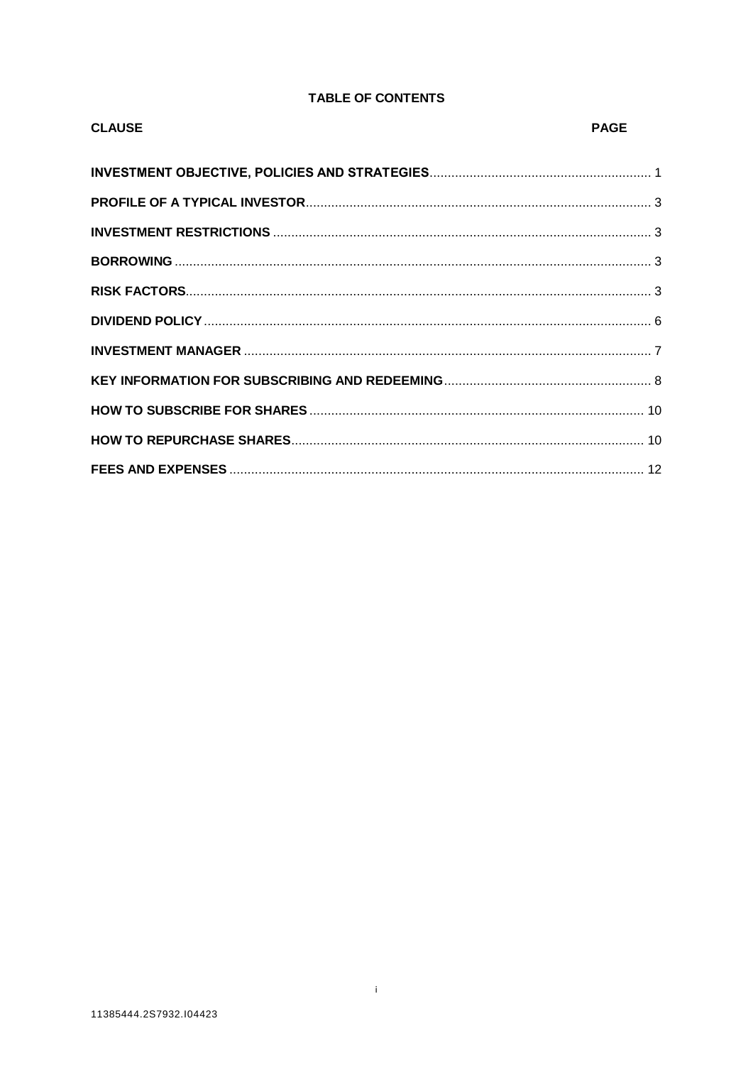## TABLE OF CONTENTS

| CLAUSE | PAGE |
| --- | --- |
| **INVESTMENT OBJECTIVE, POLICIES AND STRATEGIES** | 1 |
| **PROFILE OF A TYPICAL INVESTOR** | 3 |
| **INVESTMENT RESTRICTIONS** | 3 |
| **BORROWING** | 3 |
| **RISK FACTORS** | 3 |
| **DIVIDEND POLICY** | 6 |
| **INVESTMENT MANAGER** | 7 |
| **KEY INFORMATION FOR SUBSCRIBING AND REDEEMING** | 8 |
| **HOW TO SUBSCRIBE FOR SHARES** | 10 |
| **HOW TO REPURCHASE SHARES** | 10 |
| **FEES AND EXPENSES** | 12 |

11385444.2S7932.I04423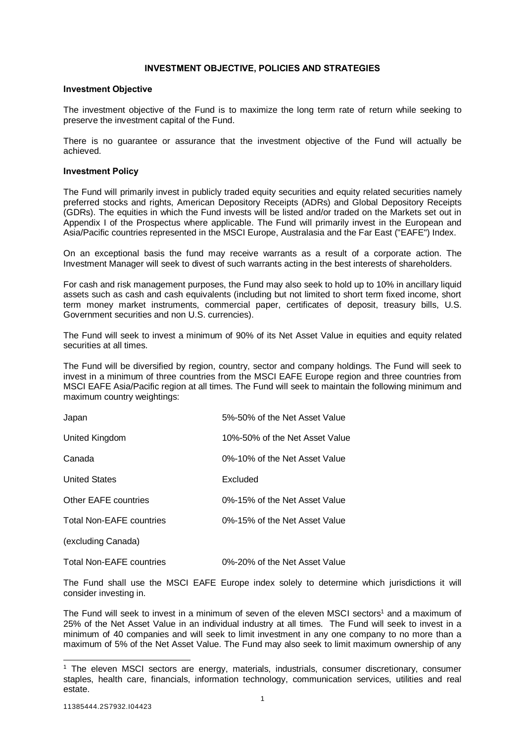## INVESTMENT OBJECTIVE, POLICIES AND STRATEGIES

### Investment Objective

The investment objective of the Fund is to maximize the long term rate of return while seeking to preserve the investment capital of the Fund.

There is no guarantee or assurance that the investment objective of the Fund will actually be achieved.

### Investment Policy

The Fund will primarily invest in publicly traded equity securities and equity related securities namely preferred stocks and rights, American Depository Receipts (ADRs) and Global Depository Receipts (GDRs). The equities in which the Fund invests will be listed and/or traded on the Markets set out in Appendix I of the Prospectus where applicable. The Fund will primarily invest in the European and Asia/Pacific countries represented in the MSCI Europe, Australasia and the Far East ("EAFE") Index.

On an exceptional basis the fund may receive warrants as a result of a corporate action. The Investment Manager will seek to divest of such warrants acting in the best interests of shareholders.

For cash and risk management purposes, the Fund may also seek to hold up to 10% in ancillary liquid assets such as cash and cash equivalents (including but not limited to short term fixed income, short term money market instruments, commercial paper, certificates of deposit, treasury bills, U.S. Government securities and non U.S. currencies).

The Fund will seek to invest a minimum of 90% of its Net Asset Value in equities and equity related securities at all times.

The Fund will be diversified by region, country, sector and company holdings. The Fund will seek to invest in a minimum of three countries from the MSCI EAFE Europe region and three countries from MSCI EAFE Asia/Pacific region at all times. The Fund will seek to maintain the following minimum and maximum country weightings:

| | |
|---|---|
| Japan | 5%-50% of the Net Asset Value |
| United Kingdom | 10%-50% of the Net Asset Value |
| Canada | 0%-10% of the Net Asset Value |
| United States | Excluded |
| Other EAFE countries | 0%-15% of the Net Asset Value |
| Total Non-EAFE countries (excluding Canada) | 0%-15% of the Net Asset Value |
| Total Non-EAFE countries | 0%-20% of the Net Asset Value |

The Fund shall use the MSCI EAFE Europe index solely to determine which jurisdictions it will consider investing in.

The Fund will seek to invest in a minimum of seven of the eleven MSCI sectors[1] and a maximum of 25% of the Net Asset Value in an individual industry at all times. The Fund will seek to invest in a minimum of 40 companies and will seek to limit investment in any one company to no more than a maximum of 5% of the Net Asset Value. The Fund may also seek to limit maximum ownership of any

[1] The eleven MSCI sectors are energy, materials, industrials, consumer discretionary, consumer staples, health care, financials, information technology, communication services, utilities and real estate.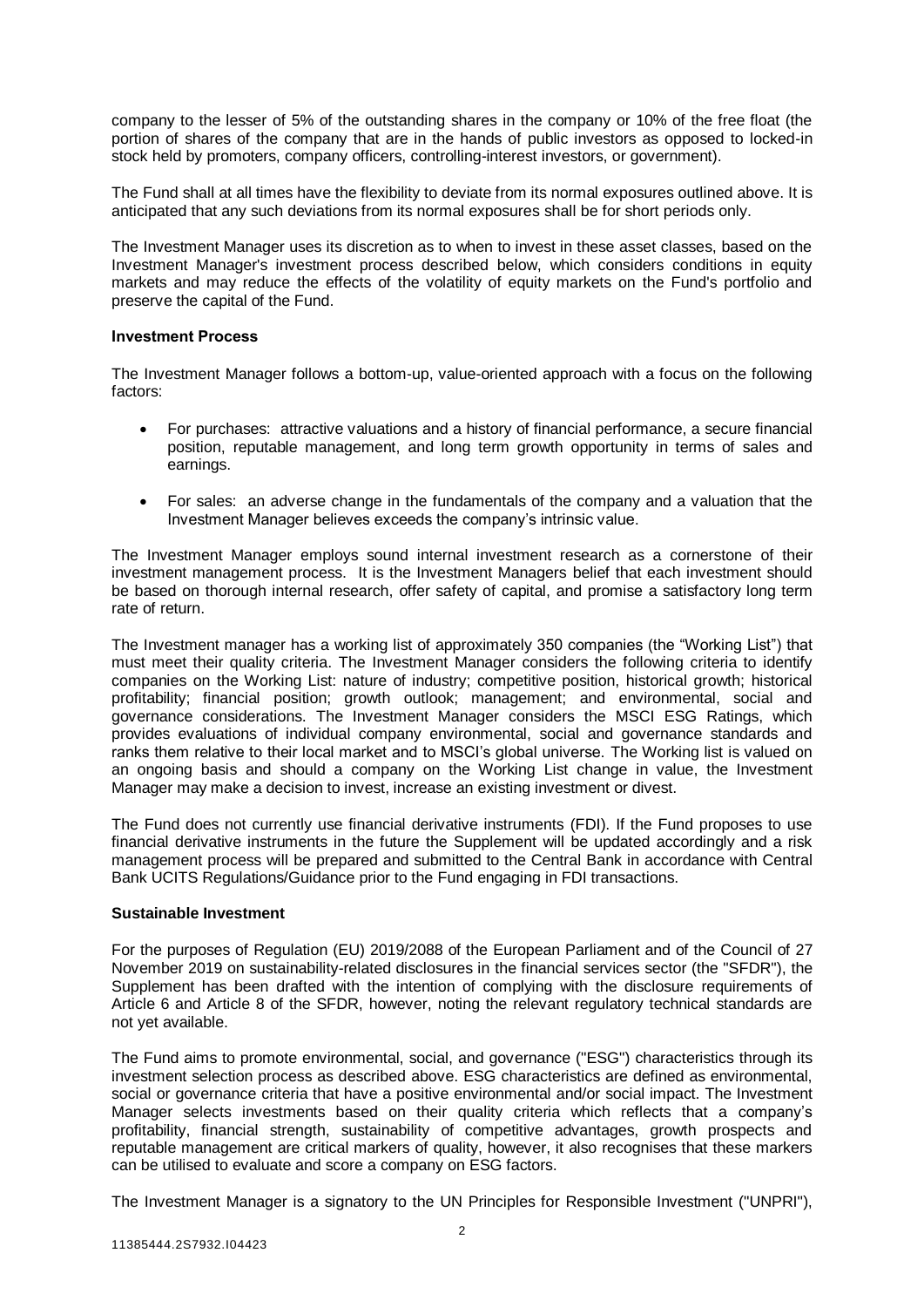company to the lesser of 5% of the outstanding shares in the company or 10% of the free float (the portion of shares of the company that are in the hands of public investors as opposed to locked-in stock held by promoters, company officers, controlling-interest investors, or government).

The Fund shall at all times have the flexibility to deviate from its normal exposures outlined above. It is anticipated that any such deviations from its normal exposures shall be for short periods only.

The Investment Manager uses its discretion as to when to invest in these asset classes, based on the Investment Manager's investment process described below, which considers conditions in equity markets and may reduce the effects of the volatility of equity markets on the Fund's portfolio and preserve the capital of the Fund.

**Investment Process**

The Investment Manager follows a bottom-up, value-oriented approach with a focus on the following factors:

- For purchases: attractive valuations and a history of financial performance, a secure financial position, reputable management, and long term growth opportunity in terms of sales and earnings.
- For sales: an adverse change in the fundamentals of the company and a valuation that the Investment Manager believes exceeds the company's intrinsic value.

The Investment Manager employs sound internal investment research as a cornerstone of their investment management process. It is the Investment Managers belief that each investment should be based on thorough internal research, offer safety of capital, and promise a satisfactory long term rate of return.

The Investment manager has a working list of approximately 350 companies (the "Working List") that must meet their quality criteria. The Investment Manager considers the following criteria to identify companies on the Working List: nature of industry; competitive position, historical growth; historical profitability; financial position; growth outlook; management; and environmental, social and governance considerations. The Investment Manager considers the MSCI ESG Ratings, which provides evaluations of individual company environmental, social and governance standards and ranks them relative to their local market and to MSCI's global universe. The Working list is valued on an ongoing basis and should a company on the Working List change in value, the Investment Manager may make a decision to invest, increase an existing investment or divest.

The Fund does not currently use financial derivative instruments (FDI). If the Fund proposes to use financial derivative instruments in the future the Supplement will be updated accordingly and a risk management process will be prepared and submitted to the Central Bank in accordance with Central Bank UCITS Regulations/Guidance prior to the Fund engaging in FDI transactions.

**Sustainable Investment**

For the purposes of Regulation (EU) 2019/2088 of the European Parliament and of the Council of 27 November 2019 on sustainability-related disclosures in the financial services sector (the "SFDR"), the Supplement has been drafted with the intention of complying with the disclosure requirements of Article 6 and Article 8 of the SFDR, however, noting the relevant regulatory technical standards are not yet available.

The Fund aims to promote environmental, social, and governance ("ESG") characteristics through its investment selection process as described above. ESG characteristics are defined as environmental, social or governance criteria that have a positive environmental and/or social impact. The Investment Manager selects investments based on their quality criteria which reflects that a company's profitability, financial strength, sustainability of competitive advantages, growth prospects and reputable management are critical markers of quality, however, it also recognises that these markers can be utilised to evaluate and score a company on ESG factors.

The Investment Manager is a signatory to the UN Principles for Responsible Investment ("UNPRI"),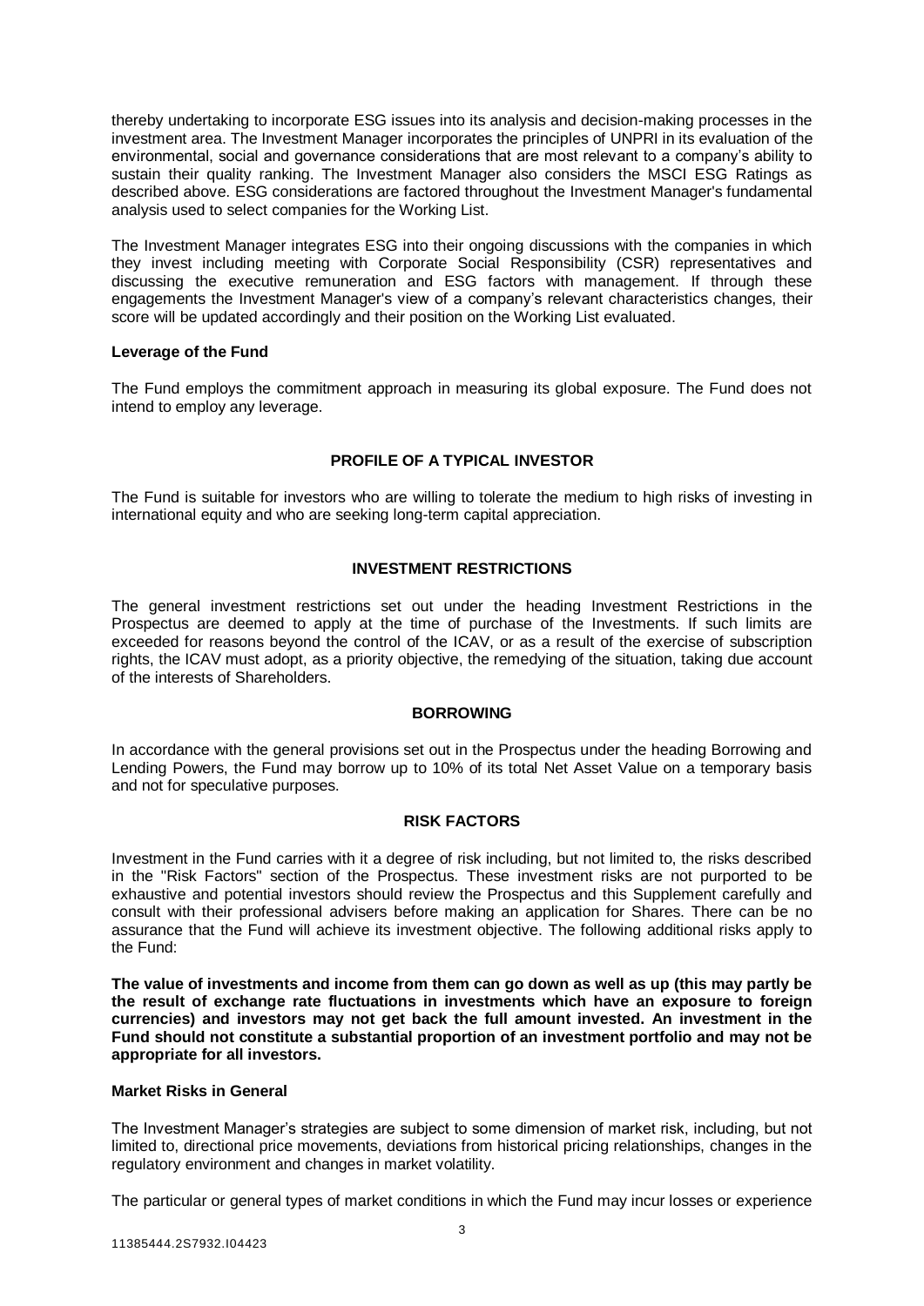thereby undertaking to incorporate ESG issues into its analysis and decision-making processes in the investment area. The Investment Manager incorporates the principles of UNPRI in its evaluation of the environmental, social and governance considerations that are most relevant to a company's ability to sustain their quality ranking. The Investment Manager also considers the MSCI ESG Ratings as described above. ESG considerations are factored throughout the Investment Manager's fundamental analysis used to select companies for the Working List.

The Investment Manager integrates ESG into their ongoing discussions with the companies in which they invest including meeting with Corporate Social Responsibility (CSR) representatives and discussing the executive remuneration and ESG factors with management. If through these engagements the Investment Manager's view of a company's relevant characteristics changes, their score will be updated accordingly and their position on the Working List evaluated.

**Leverage of the Fund**

The Fund employs the commitment approach in measuring its global exposure. The Fund does not intend to employ any leverage.

## PROFILE OF A TYPICAL INVESTOR

The Fund is suitable for investors who are willing to tolerate the medium to high risks of investing in international equity and who are seeking long-term capital appreciation.

## INVESTMENT RESTRICTIONS

The general investment restrictions set out under the heading Investment Restrictions in the Prospectus are deemed to apply at the time of purchase of the Investments. If such limits are exceeded for reasons beyond the control of the ICAV, or as a result of the exercise of subscription rights, the ICAV must adopt, as a priority objective, the remedying of the situation, taking due account of the interests of Shareholders.

## BORROWING

In accordance with the general provisions set out in the Prospectus under the heading Borrowing and Lending Powers, the Fund may borrow up to 10% of its total Net Asset Value on a temporary basis and not for speculative purposes.

## RISK FACTORS

Investment in the Fund carries with it a degree of risk including, but not limited to, the risks described in the "Risk Factors" section of the Prospectus. These investment risks are not purported to be exhaustive and potential investors should review the Prospectus and this Supplement carefully and consult with their professional advisers before making an application for Shares. There can be no assurance that the Fund will achieve its investment objective. The following additional risks apply to the Fund:

**The value of investments and income from them can go down as well as up (this may partly be the result of exchange rate fluctuations in investments which have an exposure to foreign currencies) and investors may not get back the full amount invested. An investment in the Fund should not constitute a substantial proportion of an investment portfolio and may not be appropriate for all investors.**

**Market Risks in General**

The Investment Manager's strategies are subject to some dimension of market risk, including, but not limited to, directional price movements, deviations from historical pricing relationships, changes in the regulatory environment and changes in market volatility.

The particular or general types of market conditions in which the Fund may incur losses or experience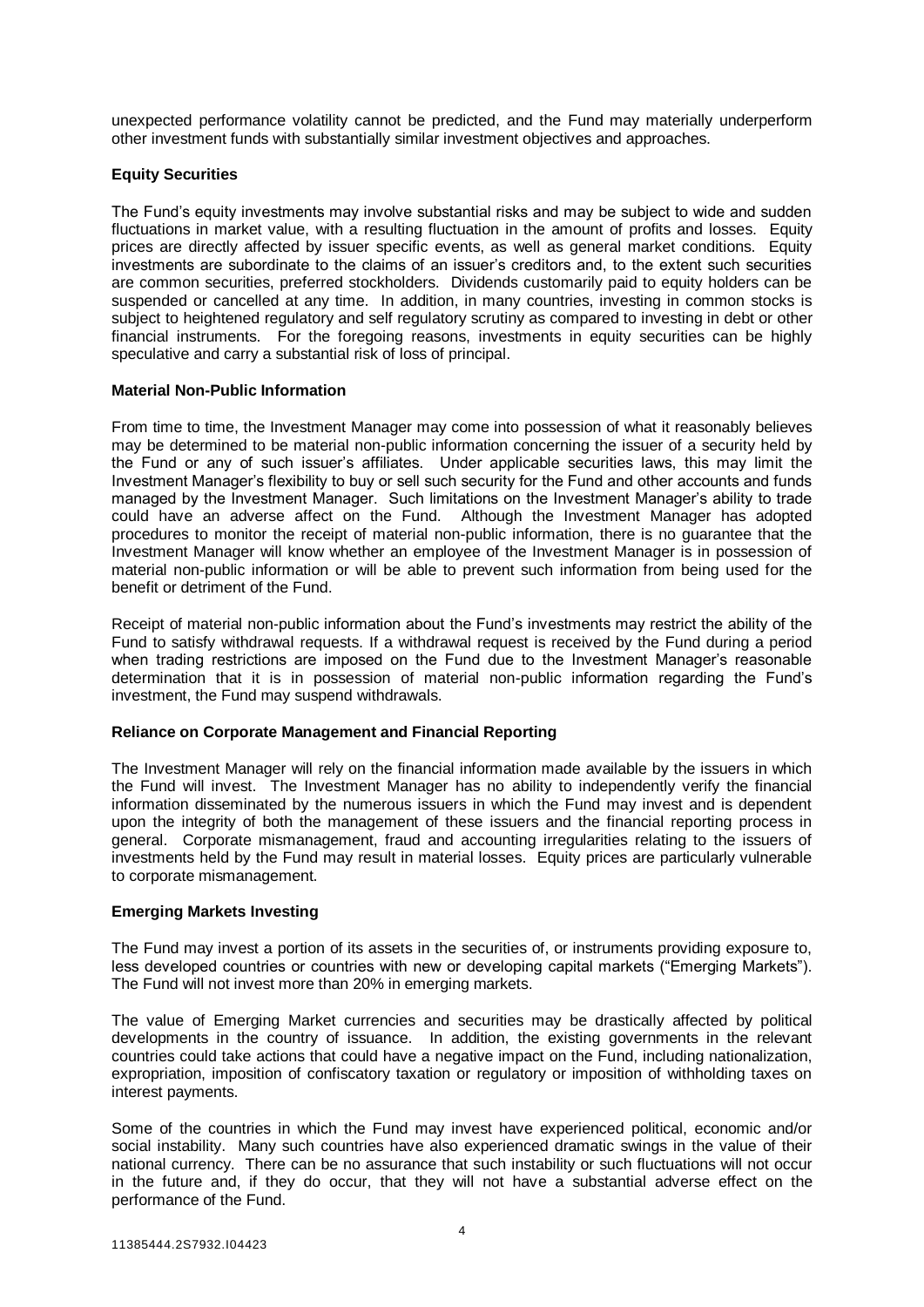unexpected performance volatility cannot be predicted, and the Fund may materially underperform other investment funds with substantially similar investment objectives and approaches.

**Equity Securities**

The Fund's equity investments may involve substantial risks and may be subject to wide and sudden fluctuations in market value, with a resulting fluctuation in the amount of profits and losses. Equity prices are directly affected by issuer specific events, as well as general market conditions. Equity investments are subordinate to the claims of an issuer's creditors and, to the extent such securities are common securities, preferred stockholders. Dividends customarily paid to equity holders can be suspended or cancelled at any time. In addition, in many countries, investing in common stocks is subject to heightened regulatory and self regulatory scrutiny as compared to investing in debt or other financial instruments. For the foregoing reasons, investments in equity securities can be highly speculative and carry a substantial risk of loss of principal.

**Material Non-Public Information**

From time to time, the Investment Manager may come into possession of what it reasonably believes may be determined to be material non-public information concerning the issuer of a security held by the Fund or any of such issuer's affiliates. Under applicable securities laws, this may limit the Investment Manager's flexibility to buy or sell such security for the Fund and other accounts and funds managed by the Investment Manager. Such limitations on the Investment Manager's ability to trade could have an adverse affect on the Fund. Although the Investment Manager has adopted procedures to monitor the receipt of material non-public information, there is no guarantee that the Investment Manager will know whether an employee of the Investment Manager is in possession of material non-public information or will be able to prevent such information from being used for the benefit or detriment of the Fund.

Receipt of material non-public information about the Fund's investments may restrict the ability of the Fund to satisfy withdrawal requests. If a withdrawal request is received by the Fund during a period when trading restrictions are imposed on the Fund due to the Investment Manager's reasonable determination that it is in possession of material non-public information regarding the Fund's investment, the Fund may suspend withdrawals.

**Reliance on Corporate Management and Financial Reporting**

The Investment Manager will rely on the financial information made available by the issuers in which the Fund will invest. The Investment Manager has no ability to independently verify the financial information disseminated by the numerous issuers in which the Fund may invest and is dependent upon the integrity of both the management of these issuers and the financial reporting process in general. Corporate mismanagement, fraud and accounting irregularities relating to the issuers of investments held by the Fund may result in material losses. Equity prices are particularly vulnerable to corporate mismanagement.

**Emerging Markets Investing**

The Fund may invest a portion of its assets in the securities of, or instruments providing exposure to, less developed countries or countries with new or developing capital markets ("Emerging Markets"). The Fund will not invest more than 20% in emerging markets.

The value of Emerging Market currencies and securities may be drastically affected by political developments in the country of issuance. In addition, the existing governments in the relevant countries could take actions that could have a negative impact on the Fund, including nationalization, expropriation, imposition of confiscatory taxation or regulatory or imposition of withholding taxes on interest payments.

Some of the countries in which the Fund may invest have experienced political, economic and/or social instability. Many such countries have also experienced dramatic swings in the value of their national currency. There can be no assurance that such instability or such fluctuations will not occur in the future and, if they do occur, that they will not have a substantial adverse effect on the performance of the Fund.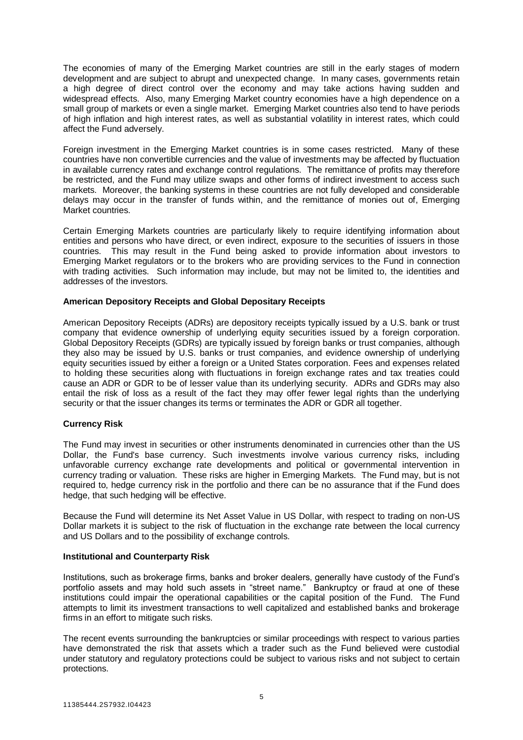The economies of many of the Emerging Market countries are still in the early stages of modern development and are subject to abrupt and unexpected change. In many cases, governments retain a high degree of direct control over the economy and may take actions having sudden and widespread effects. Also, many Emerging Market country economies have a high dependence on a small group of markets or even a single market. Emerging Market countries also tend to have periods of high inflation and high interest rates, as well as substantial volatility in interest rates, which could affect the Fund adversely.

Foreign investment in the Emerging Market countries is in some cases restricted. Many of these countries have non convertible currencies and the value of investments may be affected by fluctuation in available currency rates and exchange control regulations. The remittance of profits may therefore be restricted, and the Fund may utilize swaps and other forms of indirect investment to access such markets. Moreover, the banking systems in these countries are not fully developed and considerable delays may occur in the transfer of funds within, and the remittance of monies out of, Emerging Market countries.

Certain Emerging Markets countries are particularly likely to require identifying information about entities and persons who have direct, or even indirect, exposure to the securities of issuers in those countries. This may result in the Fund being asked to provide information about investors to Emerging Market regulators or to the brokers who are providing services to the Fund in connection with trading activities. Such information may include, but may not be limited to, the identities and addresses of the investors.

**American Depository Receipts and Global Depositary Receipts**

American Depository Receipts (ADRs) are depository receipts typically issued by a U.S. bank or trust company that evidence ownership of underlying equity securities issued by a foreign corporation. Global Depository Receipts (GDRs) are typically issued by foreign banks or trust companies, although they also may be issued by U.S. banks or trust companies, and evidence ownership of underlying equity securities issued by either a foreign or a United States corporation. Fees and expenses related to holding these securities along with fluctuations in foreign exchange rates and tax treaties could cause an ADR or GDR to be of lesser value than its underlying security. ADRs and GDRs may also entail the risk of loss as a result of the fact they may offer fewer legal rights than the underlying security or that the issuer changes its terms or terminates the ADR or GDR all together.

**Currency Risk**

The Fund may invest in securities or other instruments denominated in currencies other than the US Dollar, the Fund's base currency. Such investments involve various currency risks, including unfavorable currency exchange rate developments and political or governmental intervention in currency trading or valuation. These risks are higher in Emerging Markets. The Fund may, but is not required to, hedge currency risk in the portfolio and there can be no assurance that if the Fund does hedge, that such hedging will be effective.

Because the Fund will determine its Net Asset Value in US Dollar, with respect to trading on non-US Dollar markets it is subject to the risk of fluctuation in the exchange rate between the local currency and US Dollars and to the possibility of exchange controls.

**Institutional and Counterparty Risk**

Institutions, such as brokerage firms, banks and broker dealers, generally have custody of the Fund's portfolio assets and may hold such assets in "street name." Bankruptcy or fraud at one of these institutions could impair the operational capabilities or the capital position of the Fund. The Fund attempts to limit its investment transactions to well capitalized and established banks and brokerage firms in an effort to mitigate such risks.

The recent events surrounding the bankruptcies or similar proceedings with respect to various parties have demonstrated the risk that assets which a trader such as the Fund believed were custodial under statutory and regulatory protections could be subject to various risks and not subject to certain protections.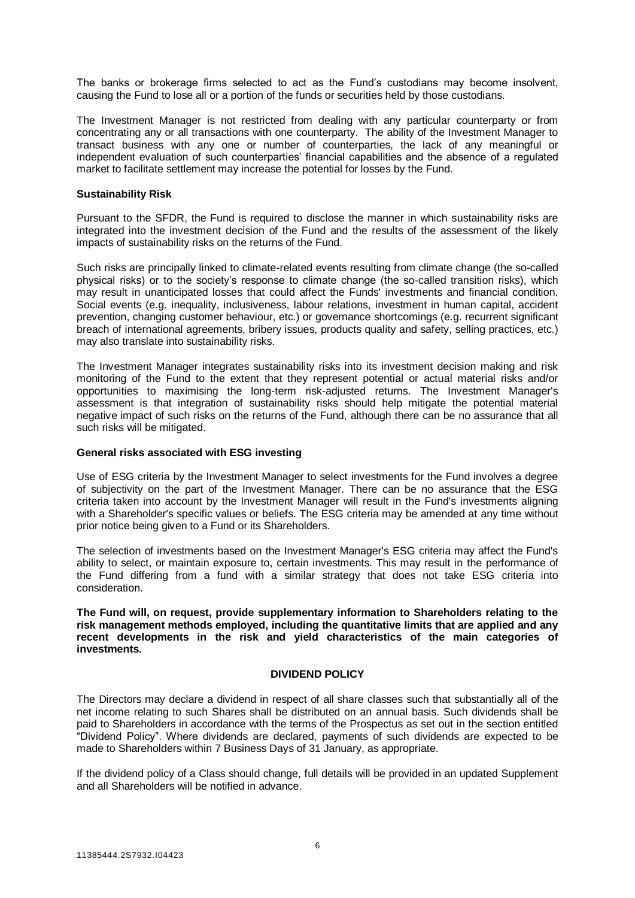The banks or brokerage firms selected to act as the Fund's custodians may become insolvent, causing the Fund to lose all or a portion of the funds or securities held by those custodians.

The Investment Manager is not restricted from dealing with any particular counterparty or from concentrating any or all transactions with one counterparty. The ability of the Investment Manager to transact business with any one or number of counterparties, the lack of any meaningful or independent evaluation of such counterparties' financial capabilities and the absence of a regulated market to facilitate settlement may increase the potential for losses by the Fund.

**Sustainability Risk**

Pursuant to the SFDR, the Fund is required to disclose the manner in which sustainability risks are integrated into the investment decision of the Fund and the results of the assessment of the likely impacts of sustainability risks on the returns of the Fund.

Such risks are principally linked to climate-related events resulting from climate change (the so-called physical risks) or to the society's response to climate change (the so-called transition risks), which may result in unanticipated losses that could affect the Funds' investments and financial condition. Social events (e.g. inequality, inclusiveness, labour relations, investment in human capital, accident prevention, changing customer behaviour, etc.) or governance shortcomings (e.g. recurrent significant breach of international agreements, bribery issues, products quality and safety, selling practices, etc.) may also translate into sustainability risks.

The Investment Manager integrates sustainability risks into its investment decision making and risk monitoring of the Fund to the extent that they represent potential or actual material risks and/or opportunities to maximising the long-term risk-adjusted returns. The Investment Manager's assessment is that integration of sustainability risks should help mitigate the potential material negative impact of such risks on the returns of the Fund, although there can be no assurance that all such risks will be mitigated.

**General risks associated with ESG investing**

Use of ESG criteria by the Investment Manager to select investments for the Fund involves a degree of subjectivity on the part of the Investment Manager. There can be no assurance that the ESG criteria taken into account by the Investment Manager will result in the Fund's investments aligning with a Shareholder's specific values or beliefs. The ESG criteria may be amended at any time without prior notice being given to a Fund or its Shareholders.

The selection of investments based on the Investment Manager's ESG criteria may affect the Fund's ability to select, or maintain exposure to, certain investments. This may result in the performance of the Fund differing from a fund with a similar strategy that does not take ESG criteria into consideration.

**The Fund will, on request, provide supplementary information to Shareholders relating to the risk management methods employed, including the quantitative limits that are applied and any recent developments in the risk and yield characteristics of the main categories of investments.**

## DIVIDEND POLICY

The Directors may declare a dividend in respect of all share classes such that substantially all of the net income relating to such Shares shall be distributed on an annual basis. Such dividends shall be paid to Shareholders in accordance with the terms of the Prospectus as set out in the section entitled "Dividend Policy". Where dividends are declared, payments of such dividends are expected to be made to Shareholders within 7 Business Days of 31 January, as appropriate.

If the dividend policy of a Class should change, full details will be provided in an updated Supplement and all Shareholders will be notified in advance.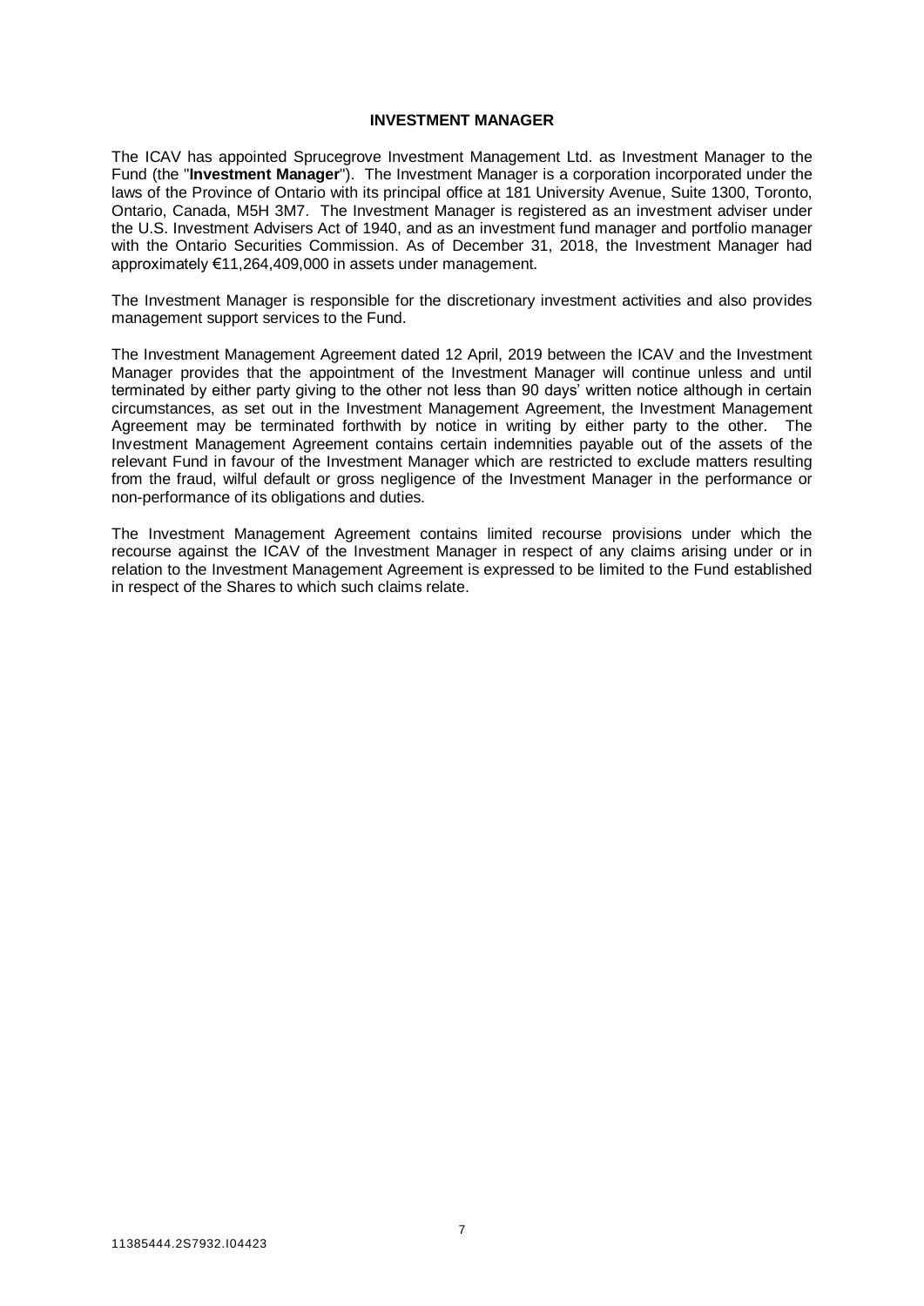## INVESTMENT MANAGER

The ICAV has appointed Sprucegrove Investment Management Ltd. as Investment Manager to the Fund (the "**Investment Manager**"). The Investment Manager is a corporation incorporated under the laws of the Province of Ontario with its principal office at 181 University Avenue, Suite 1300, Toronto, Ontario, Canada, M5H 3M7. The Investment Manager is registered as an investment adviser under the U.S. Investment Advisers Act of 1940, and as an investment fund manager and portfolio manager with the Ontario Securities Commission. As of December 31, 2018, the Investment Manager had approximately €11,264,409,000 in assets under management.

The Investment Manager is responsible for the discretionary investment activities and also provides management support services to the Fund.

The Investment Management Agreement dated 12 April, 2019 between the ICAV and the Investment Manager provides that the appointment of the Investment Manager will continue unless and until terminated by either party giving to the other not less than 90 days' written notice although in certain circumstances, as set out in the Investment Management Agreement, the Investment Management Agreement may be terminated forthwith by notice in writing by either party to the other. The Investment Management Agreement contains certain indemnities payable out of the assets of the relevant Fund in favour of the Investment Manager which are restricted to exclude matters resulting from the fraud, wilful default or gross negligence of the Investment Manager in the performance or non-performance of its obligations and duties.

The Investment Management Agreement contains limited recourse provisions under which the recourse against the ICAV of the Investment Manager in respect of any claims arising under or in relation to the Investment Management Agreement is expressed to be limited to the Fund established in respect of the Shares to which such claims relate.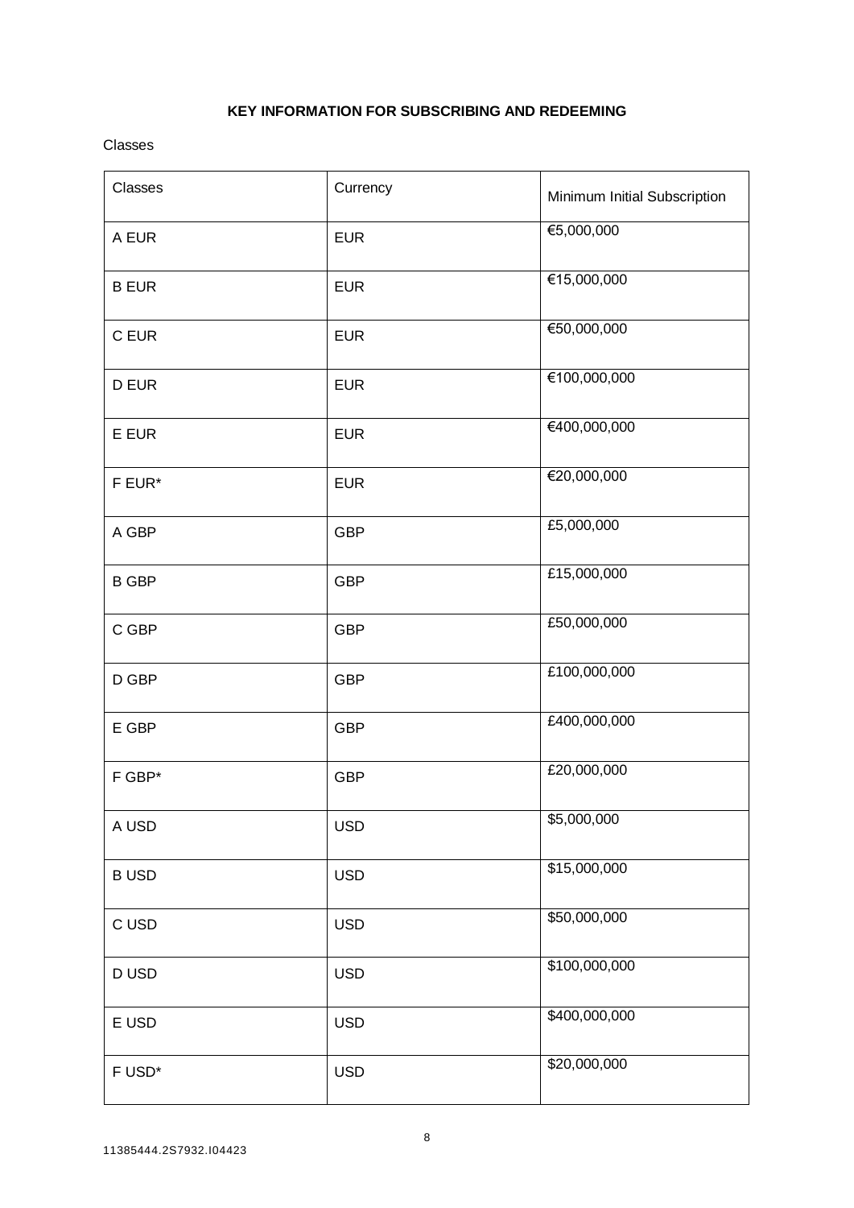**KEY INFORMATION FOR SUBSCRIBING AND REDEEMING**

Classes

| Classes | Currency | Minimum Initial Subscription |
| --- | --- | --- |
| A EUR | EUR | €5,000,000 |
| B EUR | EUR | €15,000,000 |
| C EUR | EUR | €50,000,000 |
| D EUR | EUR | €100,000,000 |
| E EUR | EUR | €400,000,000 |
| F EUR* | EUR | €20,000,000 |
| A GBP | GBP | £5,000,000 |
| B GBP | GBP | £15,000,000 |
| C GBP | GBP | £50,000,000 |
| D GBP | GBP | £100,000,000 |
| E GBP | GBP | £400,000,000 |
| F GBP* | GBP | £20,000,000 |
| A USD | USD | $5,000,000 |
| B USD | USD | $15,000,000 |
| C USD | USD | $50,000,000 |
| D USD | USD | $100,000,000 |
| E USD | USD | $400,000,000 |
| F USD* | USD | $20,000,000 |

11385444.2S7932.I04423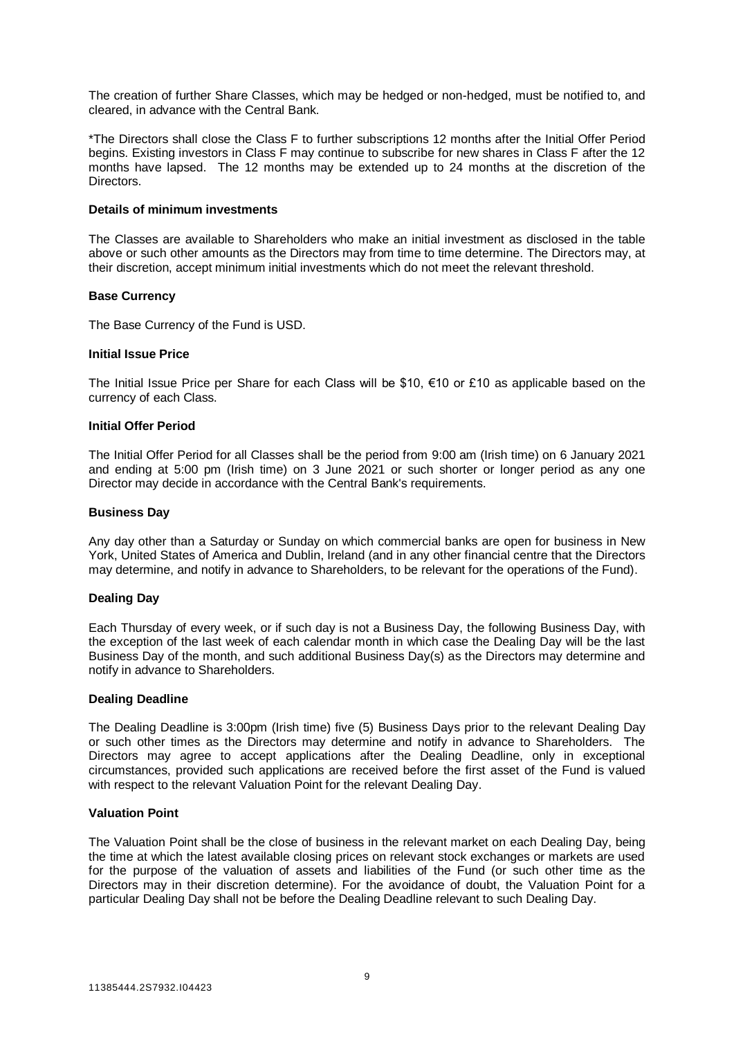The creation of further Share Classes, which may be hedged or non-hedged, must be notified to, and cleared, in advance with the Central Bank.

*The Directors shall close the Class F to further subscriptions 12 months after the Initial Offer Period begins. Existing investors in Class F may continue to subscribe for new shares in Class F after the 12 months have lapsed. The 12 months may be extended up to 24 months at the discretion of the Directors.

**Details of minimum investments**

The Classes are available to Shareholders who make an initial investment as disclosed in the table above or such other amounts as the Directors may from time to time determine. The Directors may, at their discretion, accept minimum initial investments which do not meet the relevant threshold.

**Base Currency**

The Base Currency of the Fund is USD.

**Initial Issue Price**

The Initial Issue Price per Share for each Class will be $10, €10 or £10 as applicable based on the currency of each Class.

**Initial Offer Period**

The Initial Offer Period for all Classes shall be the period from 9:00 am (Irish time) on 6 January 2021 and ending at 5:00 pm (Irish time) on 3 June 2021 or such shorter or longer period as any one Director may decide in accordance with the Central Bank's requirements.

**Business Day**

Any day other than a Saturday or Sunday on which commercial banks are open for business in New York, United States of America and Dublin, Ireland (and in any other financial centre that the Directors may determine, and notify in advance to Shareholders, to be relevant for the operations of the Fund).

**Dealing Day**

Each Thursday of every week, or if such day is not a Business Day, the following Business Day, with the exception of the last week of each calendar month in which case the Dealing Day will be the last Business Day of the month, and such additional Business Day(s) as the Directors may determine and notify in advance to Shareholders.

**Dealing Deadline**

The Dealing Deadline is 3:00pm (Irish time) five (5) Business Days prior to the relevant Dealing Day or such other times as the Directors may determine and notify in advance to Shareholders. The Directors may agree to accept applications after the Dealing Deadline, only in exceptional circumstances, provided such applications are received before the first asset of the Fund is valued with respect to the relevant Valuation Point for the relevant Dealing Day.

**Valuation Point**

The Valuation Point shall be the close of business in the relevant market on each Dealing Day, being the time at which the latest available closing prices on relevant stock exchanges or markets are used for the purpose of the valuation of assets and liabilities of the Fund (or such other time as the Directors may in their discretion determine). For the avoidance of doubt, the Valuation Point for a particular Dealing Day shall not be before the Dealing Deadline relevant to such Dealing Day.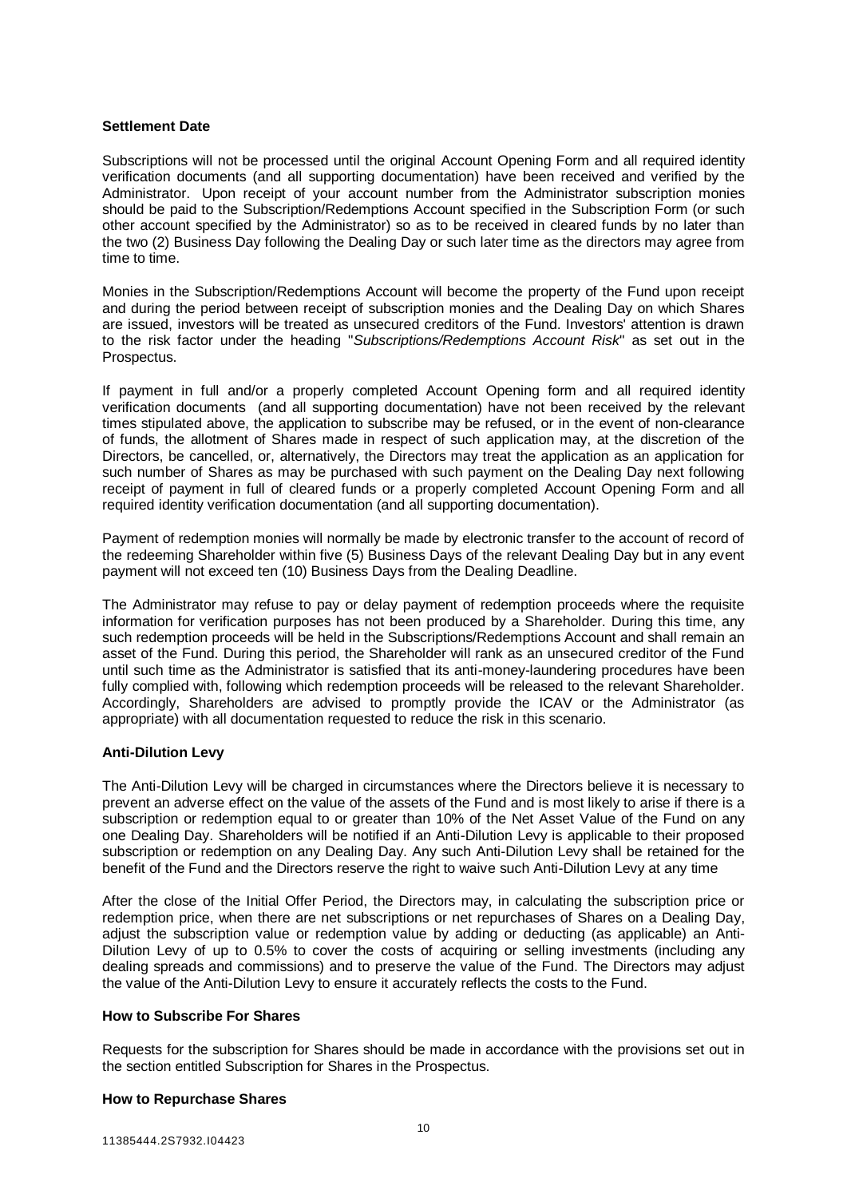**Settlement Date**

Subscriptions will not be processed until the original Account Opening Form and all required identity verification documents (and all supporting documentation) have been received and verified by the Administrator. Upon receipt of your account number from the Administrator subscription monies should be paid to the Subscription/Redemptions Account specified in the Subscription Form (or such other account specified by the Administrator) so as to be received in cleared funds by no later than the two (2) Business Day following the Dealing Day or such later time as the directors may agree from time to time.

Monies in the Subscription/Redemptions Account will become the property of the Fund upon receipt and during the period between receipt of subscription monies and the Dealing Day on which Shares are issued, investors will be treated as unsecured creditors of the Fund. Investors' attention is drawn to the risk factor under the heading "*Subscriptions/Redemptions Account Risk*" as set out in the Prospectus.

If payment in full and/or a properly completed Account Opening form and all required identity verification documents (and all supporting documentation) have not been received by the relevant times stipulated above, the application to subscribe may be refused, or in the event of non-clearance of funds, the allotment of Shares made in respect of such application may, at the discretion of the Directors, be cancelled, or, alternatively, the Directors may treat the application as an application for such number of Shares as may be purchased with such payment on the Dealing Day next following receipt of payment in full of cleared funds or a properly completed Account Opening Form and all required identity verification documentation (and all supporting documentation).

Payment of redemption monies will normally be made by electronic transfer to the account of record of the redeeming Shareholder within five (5) Business Days of the relevant Dealing Day but in any event payment will not exceed ten (10) Business Days from the Dealing Deadline.

The Administrator may refuse to pay or delay payment of redemption proceeds where the requisite information for verification purposes has not been produced by a Shareholder. During this time, any such redemption proceeds will be held in the Subscriptions/Redemptions Account and shall remain an asset of the Fund. During this period, the Shareholder will rank as an unsecured creditor of the Fund until such time as the Administrator is satisfied that its anti-money-laundering procedures have been fully complied with, following which redemption proceeds will be released to the relevant Shareholder. Accordingly, Shareholders are advised to promptly provide the ICAV or the Administrator (as appropriate) with all documentation requested to reduce the risk in this scenario.

**Anti-Dilution Levy**

The Anti-Dilution Levy will be charged in circumstances where the Directors believe it is necessary to prevent an adverse effect on the value of the assets of the Fund and is most likely to arise if there is a subscription or redemption equal to or greater than 10% of the Net Asset Value of the Fund on any one Dealing Day. Shareholders will be notified if an Anti-Dilution Levy is applicable to their proposed subscription or redemption on any Dealing Day. Any such Anti-Dilution Levy shall be retained for the benefit of the Fund and the Directors reserve the right to waive such Anti-Dilution Levy at any time

After the close of the Initial Offer Period, the Directors may, in calculating the subscription price or redemption price, when there are net subscriptions or net repurchases of Shares on a Dealing Day, adjust the subscription value or redemption value by adding or deducting (as applicable) an Anti-Dilution Levy of up to 0.5% to cover the costs of acquiring or selling investments (including any dealing spreads and commissions) and to preserve the value of the Fund. The Directors may adjust the value of the Anti-Dilution Levy to ensure it accurately reflects the costs to the Fund.

**How to Subscribe For Shares**

Requests for the subscription for Shares should be made in accordance with the provisions set out in the section entitled Subscription for Shares in the Prospectus.

**How to Repurchase Shares**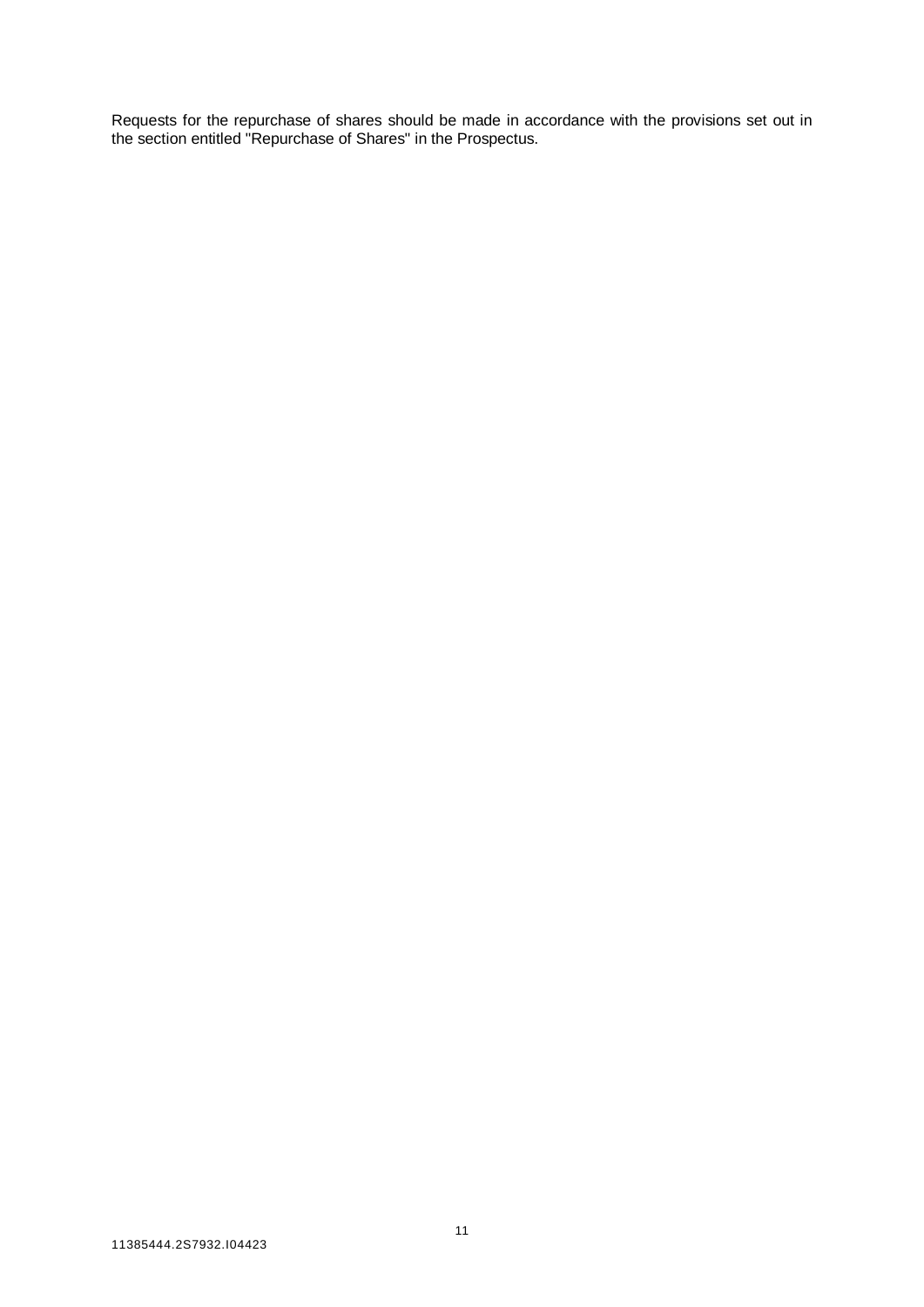Requests for the repurchase of shares should be made in accordance with the provisions set out in the section entitled "Repurchase of Shares" in the Prospectus.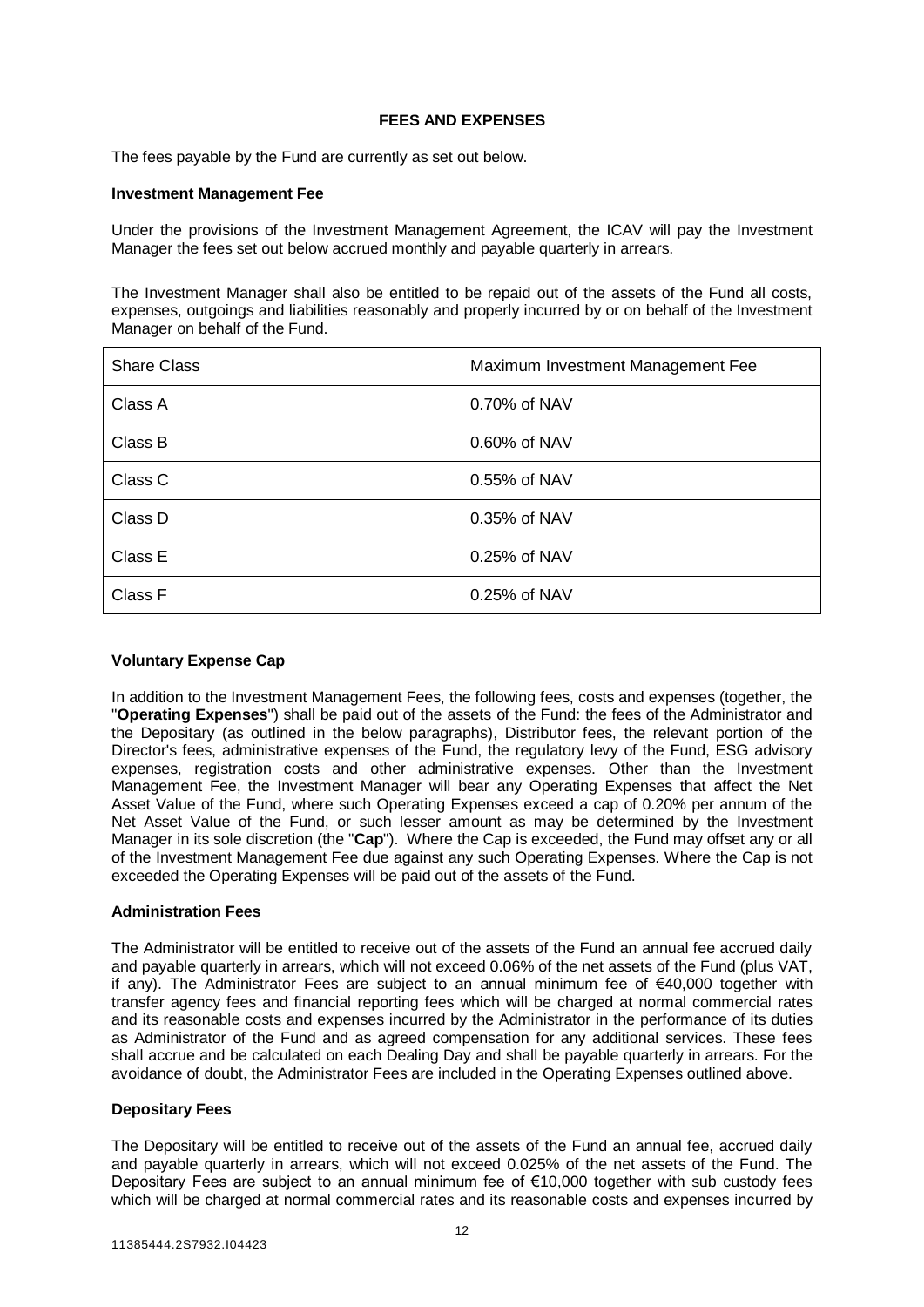## FEES AND EXPENSES

The fees payable by the Fund are currently as set out below.

### Investment Management Fee

Under the provisions of the Investment Management Agreement, the ICAV will pay the Investment Manager the fees set out below accrued monthly and payable quarterly in arrears.

The Investment Manager shall also be entitled to be repaid out of the assets of the Fund all costs, expenses, outgoings and liabilities reasonably and properly incurred by or on behalf of the Investment Manager on behalf of the Fund.

| Share Class | Maximum Investment Management Fee |
|---|---|
| Class A | 0.70% of NAV |
| Class B | 0.60% of NAV |
| Class C | 0.55% of NAV |
| Class D | 0.35% of NAV |
| Class E | 0.25% of NAV |
| Class F | 0.25% of NAV |

### Voluntary Expense Cap

In addition to the Investment Management Fees, the following fees, costs and expenses (together, the "**Operating Expenses**") shall be paid out of the assets of the Fund: the fees of the Administrator and the Depositary (as outlined in the below paragraphs), Distributor fees, the relevant portion of the Director's fees, administrative expenses of the Fund, the regulatory levy of the Fund, ESG advisory expenses, registration costs and other administrative expenses. Other than the Investment Management Fee, the Investment Manager will bear any Operating Expenses that affect the Net Asset Value of the Fund, where such Operating Expenses exceed a cap of 0.20% per annum of the Net Asset Value of the Fund, or such lesser amount as may be determined by the Investment Manager in its sole discretion (the "**Cap**"). Where the Cap is exceeded, the Fund may offset any or all of the Investment Management Fee due against any such Operating Expenses. Where the Cap is not exceeded the Operating Expenses will be paid out of the assets of the Fund.

### Administration Fees

The Administrator will be entitled to receive out of the assets of the Fund an annual fee accrued daily and payable quarterly in arrears, which will not exceed 0.06% of the net assets of the Fund (plus VAT, if any). The Administrator Fees are subject to an annual minimum fee of €40,000 together with transfer agency fees and financial reporting fees which will be charged at normal commercial rates and its reasonable costs and expenses incurred by the Administrator in the performance of its duties as Administrator of the Fund and as agreed compensation for any additional services. These fees shall accrue and be calculated on each Dealing Day and shall be payable quarterly in arrears. For the avoidance of doubt, the Administrator Fees are included in the Operating Expenses outlined above.

### Depositary Fees

The Depositary will be entitled to receive out of the assets of the Fund an annual fee, accrued daily and payable quarterly in arrears, which will not exceed 0.025% of the net assets of the Fund. The Depositary Fees are subject to an annual minimum fee of €10,000 together with sub custody fees which will be charged at normal commercial rates and its reasonable costs and expenses incurred by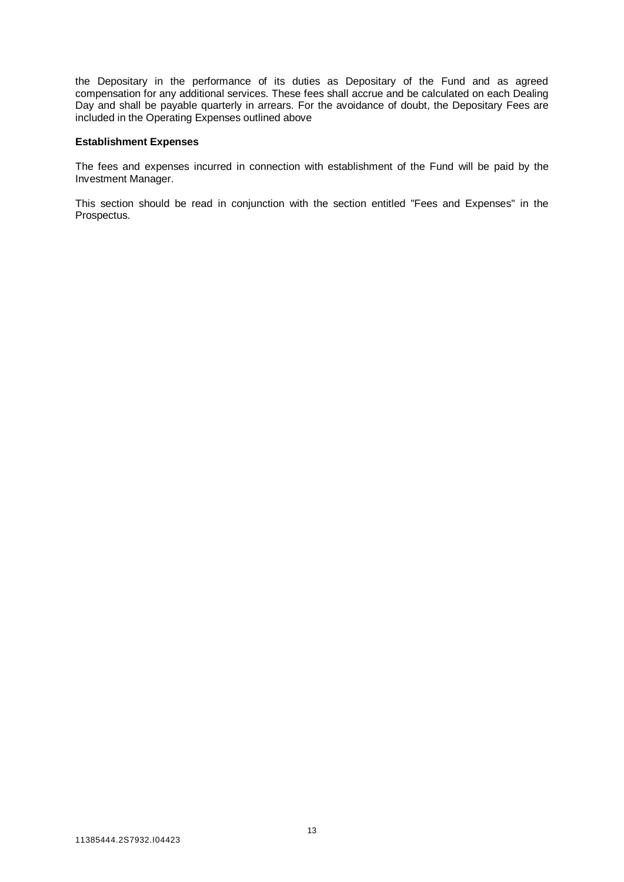the Depositary in the performance of its duties as Depositary of the Fund and as agreed compensation for any additional services. These fees shall accrue and be calculated on each Dealing Day and shall be payable quarterly in arrears. For the avoidance of doubt, the Depositary Fees are included in the Operating Expenses outlined above

**Establishment Expenses**

The fees and expenses incurred in connection with establishment of the Fund will be paid by the Investment Manager.

This section should be read in conjunction with the section entitled "Fees and Expenses" in the Prospectus.